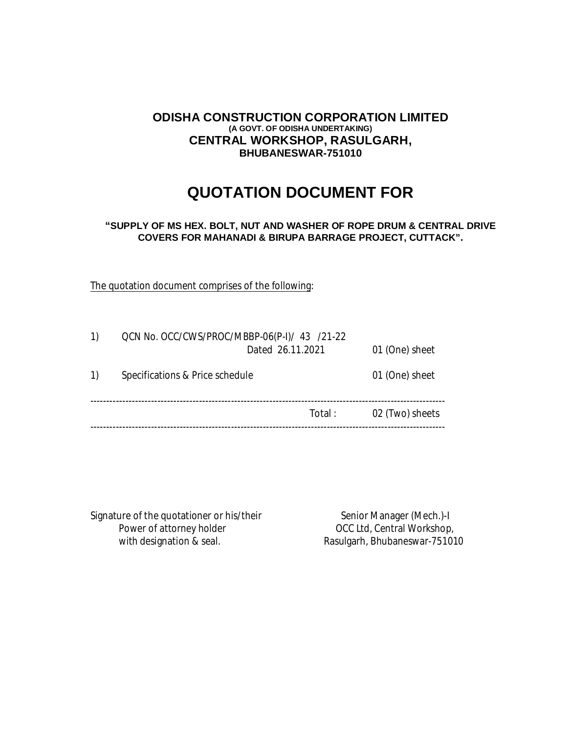**ODISHA CONSTRUCTION CORPORATION LIMITED**
**(A GOVT. OF ODISHA UNDERTAKING)**
**CENTRAL WORKSHOP, RASULGARH,**
**BHUBANESWAR-751010**

# QUOTATION DOCUMENT FOR

**"SUPPLY OF MS HEX. BOLT, NUT AND WASHER OF ROPE DRUM & CENTRAL DRIVE COVERS FOR MAHANADI & BIRUPA BARRAGE PROJECT, CUTTACK".**

The quotation document comprises of the following:

| | | |
|---|---|---|
| 1) | QCN No. OCC/CWS/PROC/MBBP-06(P-I)/ 43 /21-22 Dated 26.11.2021 | 01 (One) sheet |
| 1) | Specifications & Price schedule | 01 (One) sheet |
| | Total : | 02 (Two) sheets |

Signature of the quotationer or his/their
Power of attorney holder
with designation & seal.

Senior Manager (Mech.)-I
OCC Ltd, Central Workshop,
Rasulgarh, Bhubaneswar-751010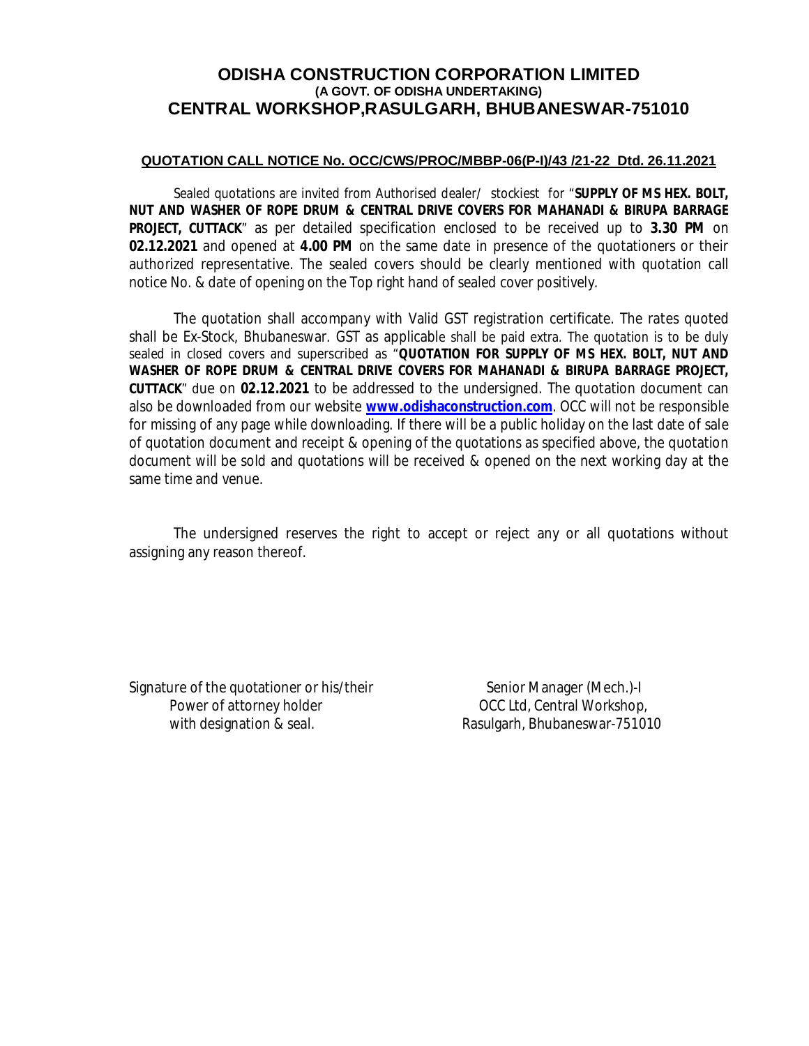# ODISHA CONSTRUCTION CORPORATION LIMITED
**(A GOVT. OF ODISHA UNDERTAKING)**
## CENTRAL WORKSHOP,RASULGARH, BHUBANESWAR-751010

**QUOTATION CALL NOTICE No. OCC/CWS/PROC/MBBP-06(P-I)/43 /21-22 Dtd. 26.11.2021**

Sealed quotations are invited from Authorised dealer/ stockiest for "**SUPPLY OF MS HEX. BOLT, NUT AND WASHER OF ROPE DRUM & CENTRAL DRIVE COVERS FOR MAHANADI & BIRUPA BARRAGE PROJECT, CUTTACK**" as per detailed specification enclosed to be received up to **3.30 PM** on **02.12.2021** and opened at **4.00 PM** on the same date in presence of the quotationers or their authorized representative. The sealed covers should be clearly mentioned with quotation call notice No. & date of opening on the Top right hand of sealed cover positively.

The quotation shall accompany with Valid GST registration certificate. The rates quoted shall be Ex-Stock, Bhubaneswar. GST as applicable shall be paid extra. The quotation is to be duly sealed in closed covers and superscribed as "**QUOTATION FOR SUPPLY OF MS HEX. BOLT, NUT AND WASHER OF ROPE DRUM & CENTRAL DRIVE COVERS FOR MAHANADI & BIRUPA BARRAGE PROJECT, CUTTACK**" due on **02.12.2021** to be addressed to the undersigned. The quotation document can also be downloaded from our website **www.odishaconstruction.com**. OCC will not be responsible for missing of any page while downloading. If there will be a public holiday on the last date of sale of quotation document and receipt & opening of the quotations as specified above, the quotation document will be sold and quotations will be received & opened on the next working day at the same time and venue.

The undersigned reserves the right to accept or reject any or all quotations without assigning any reason thereof.

Signature of the quotationer or his/their
Power of attorney holder
with designation & seal.

Senior Manager (Mech.)-I
OCC Ltd, Central Workshop,
Rasulgarh, Bhubaneswar-751010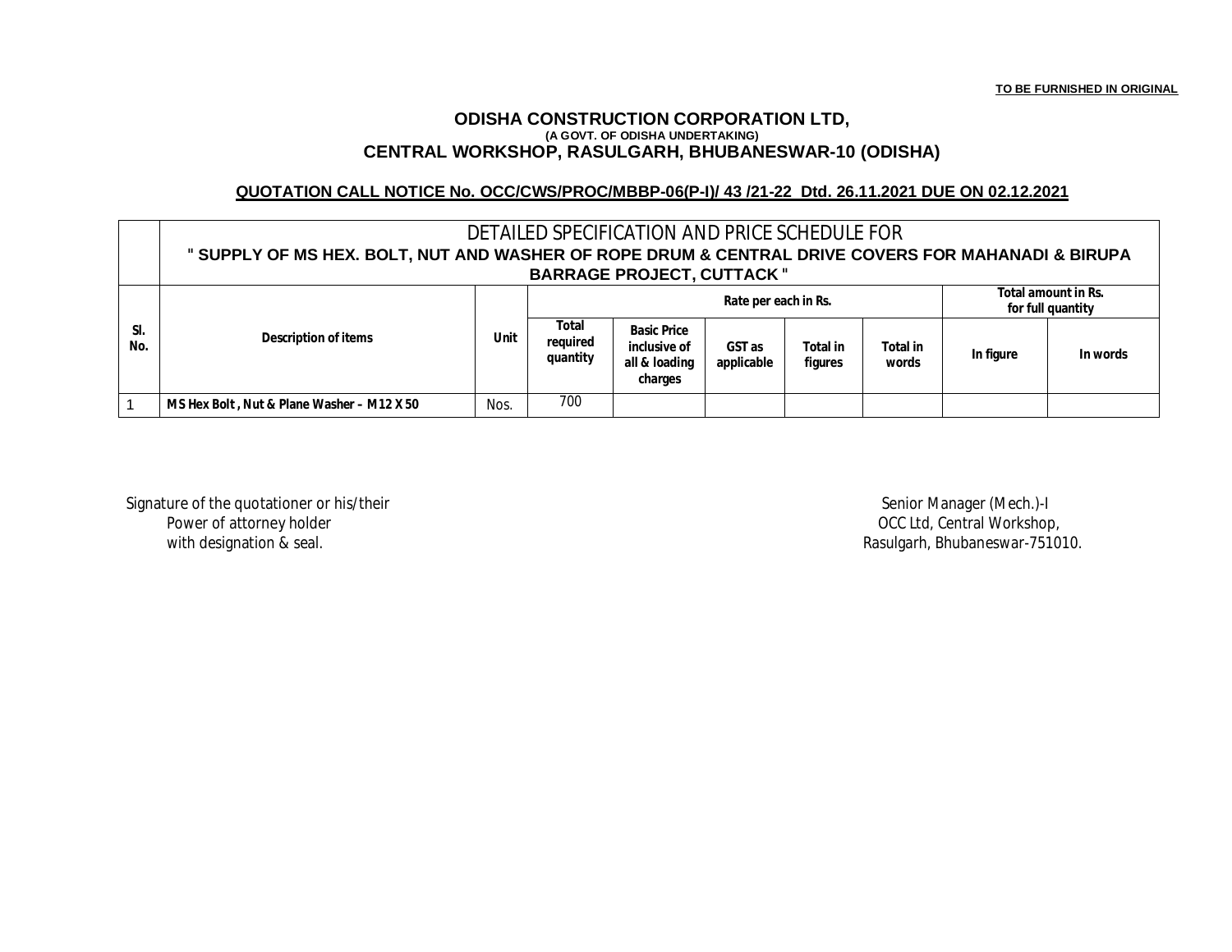**TO BE FURNISHED IN ORIGINAL**

## ODISHA CONSTRUCTION CORPORATION LTD,

(A GOVT. OF ODISHA UNDERTAKING)

## CENTRAL WORKSHOP, RASULGARH, BHUBANESWAR-10 (ODISHA)

**QUOTATION CALL NOTICE No. OCC/CWS/PROC/MBBP-06(P-I)/ 43 /21-22 Dtd. 26.11.2021 DUE ON 02.12.2021**

DETAILED SPECIFICATION AND PRICE SCHEDULE FOR

**" SUPPLY OF MS HEX. BOLT, NUT AND WASHER OF ROPE DRUM & CENTRAL DRIVE COVERS FOR MAHANADI & BIRUPA BARRAGE PROJECT, CUTTACK "**

| Sl. No. | Description of items | Unit | Rate per each in Rs. | | | | | Total amount in Rs. for full quantity | |
|---|---|---|---|---|---|---|---|---|---|
| | | | Total required quantity | Basic Price inclusive of all & loading charges | GST as applicable | Total in figures | Total in words | In figure | In words |
| 1 | MS Hex Bolt , Nut & Plane Washer – M 12 X 50 | Nos. | 700 | | | | | | |

Signature of the quotationer or his/their
Power of attorney holder
with designation & seal.

Senior Manager (Mech.)-I
OCC Ltd, Central Workshop,
Rasulgarh, Bhubaneswar-751010.